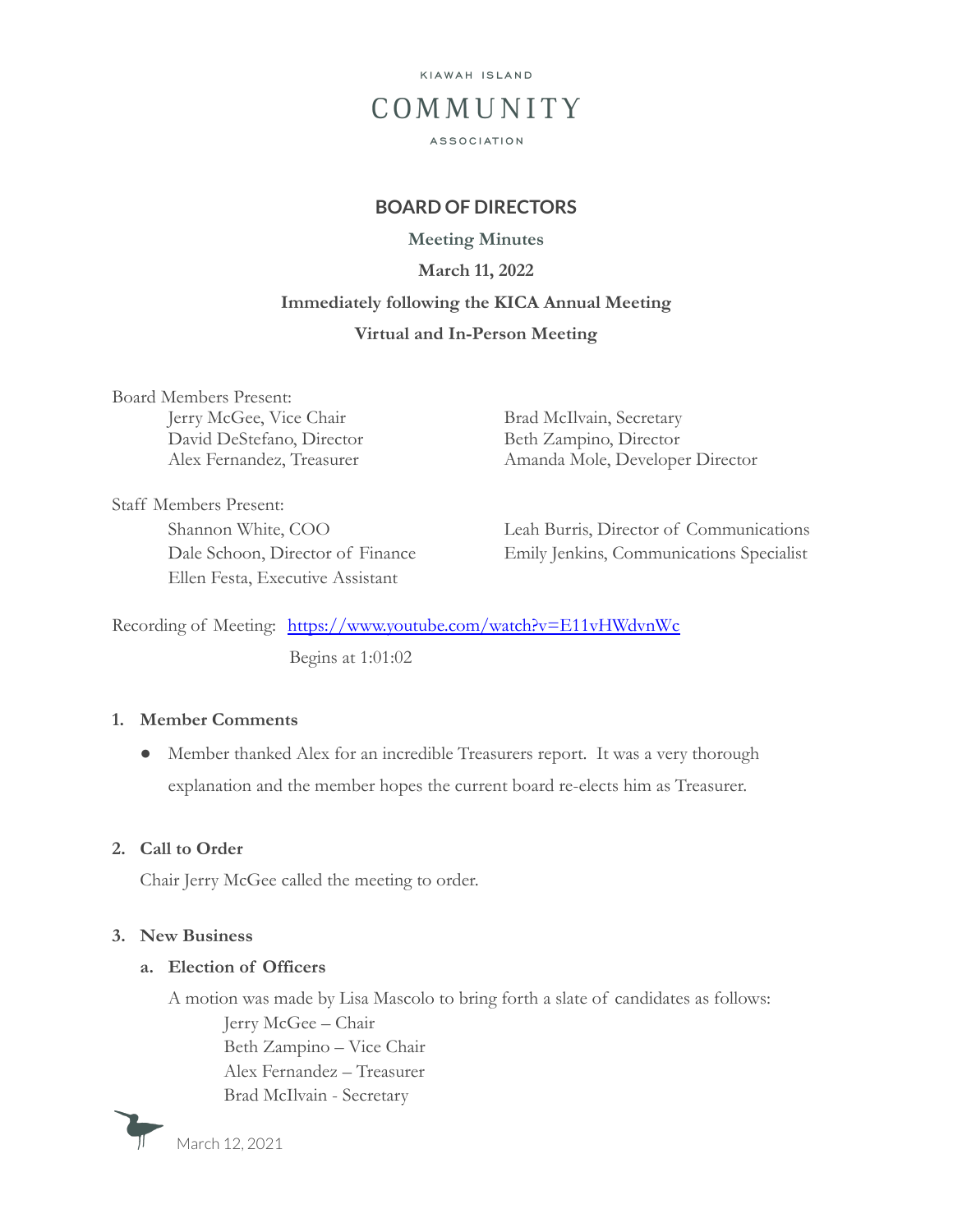KIAWAH ISLAND

COMMUNITY

ASSOCIATION

# BOARD OF DIRECTORS

## Meeting Minutes

**March 11, 2022**

**Immediately following the KICA Annual Meeting**

**Virtual and In-Person Meeting**

Board Members Present:

- Jerry McGee, Vice Chair
- David DeStefano, Director
- Alex Fernandez, Treasurer
- Brad McIlvain, Secretary
- Beth Zampino, Director
- Amanda Mole, Developer Director

Staff Members Present:

- Shannon White, COO
- Dale Schoon, Director of Finance
- Ellen Festa, Executive Assistant
- Leah Burris, Director of Communications
- Emily Jenkins, Communications Specialist

Recording of Meeting: [https://www.youtube.com/watch?v=E11vHWdvnWc](https://www.youtube.com/watch?v=E11vHWdvnWc)

Begins at 1:01:02

### 1. Member Comments

- Member thanked Alex for an incredible Treasurers report. It was a very thorough explanation and the member hopes the current board re-elects him as Treasurer.

### 2. Call to Order

Chair Jerry McGee called the meeting to order.

### 3. New Business

#### a. Election of Officers

A motion was made by Lisa Mascolo to bring forth a slate of candidates as follows:

Jerry McGee – Chair
Beth Zampino – Vice Chair
Alex Fernandez – Treasurer
Brad McIlvain - Secretary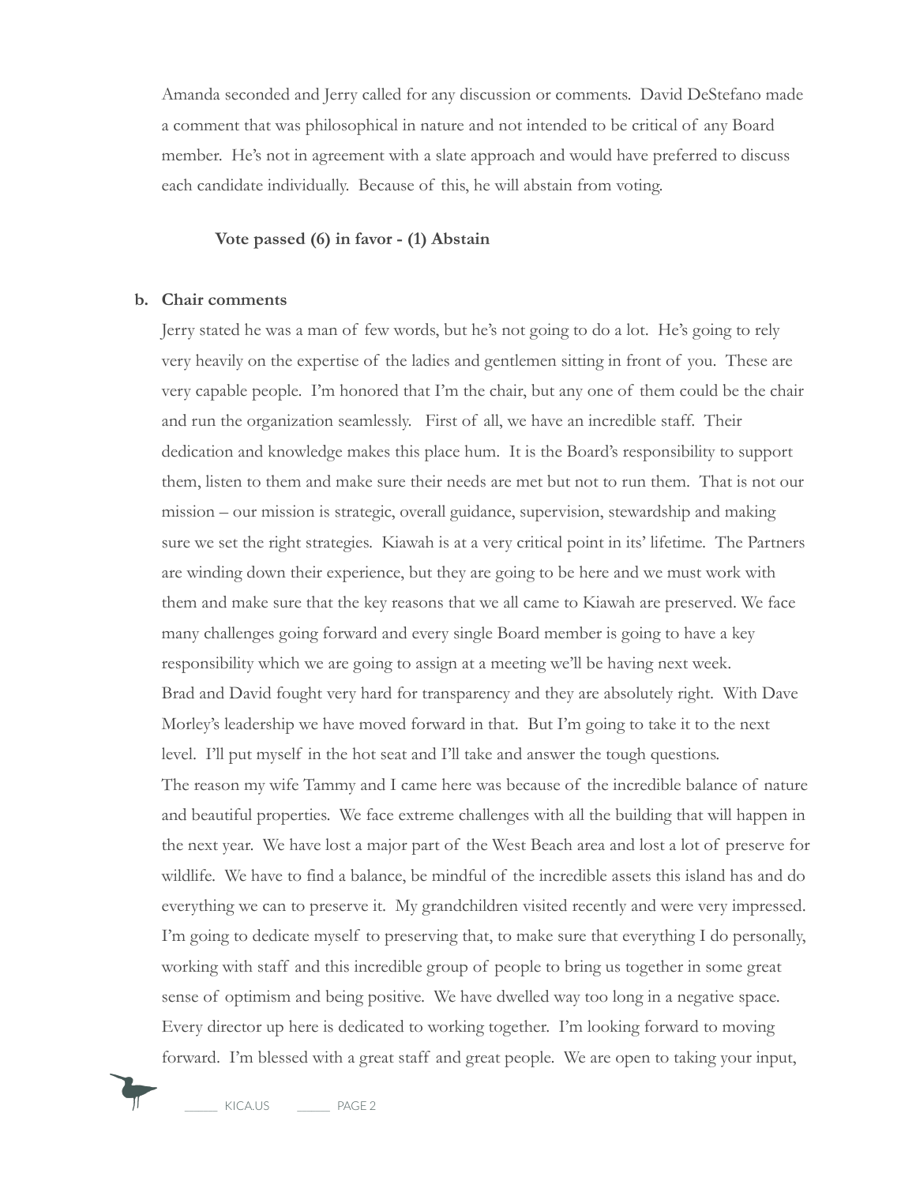Amanda seconded and Jerry called for any discussion or comments. David DeStefano made a comment that was philosophical in nature and not intended to be critical of any Board member. He's not in agreement with a slate approach and would have preferred to discuss each candidate individually. Because of this, he will abstain from voting.

**Vote passed (6) in favor - (1) Abstain**

**b. Chair comments**

Jerry stated he was a man of few words, but he's not going to do a lot. He's going to rely very heavily on the expertise of the ladies and gentlemen sitting in front of you. These are very capable people. I'm honored that I'm the chair, but any one of them could be the chair and run the organization seamlessly. First of all, we have an incredible staff. Their dedication and knowledge makes this place hum. It is the Board's responsibility to support them, listen to them and make sure their needs are met but not to run them. That is not our mission – our mission is strategic, overall guidance, supervision, stewardship and making sure we set the right strategies. Kiawah is at a very critical point in its' lifetime. The Partners are winding down their experience, but they are going to be here and we must work with them and make sure that the key reasons that we all came to Kiawah are preserved. We face many challenges going forward and every single Board member is going to have a key responsibility which we are going to assign at a meeting we'll be having next week.

Brad and David fought very hard for transparency and they are absolutely right. With Dave Morley's leadership we have moved forward in that. But I'm going to take it to the next level. I'll put myself in the hot seat and I'll take and answer the tough questions.

The reason my wife Tammy and I came here was because of the incredible balance of nature and beautiful properties. We face extreme challenges with all the building that will happen in the next year. We have lost a major part of the West Beach area and lost a lot of preserve for wildlife. We have to find a balance, be mindful of the incredible assets this island has and do everything we can to preserve it. My grandchildren visited recently and were very impressed. I'm going to dedicate myself to preserving that, to make sure that everything I do personally, working with staff and this incredible group of people to bring us together in some great sense of optimism and being positive. We have dwelled way too long in a negative space. Every director up here is dedicated to working together. I'm looking forward to moving forward. I'm blessed with a great staff and great people. We are open to taking your input,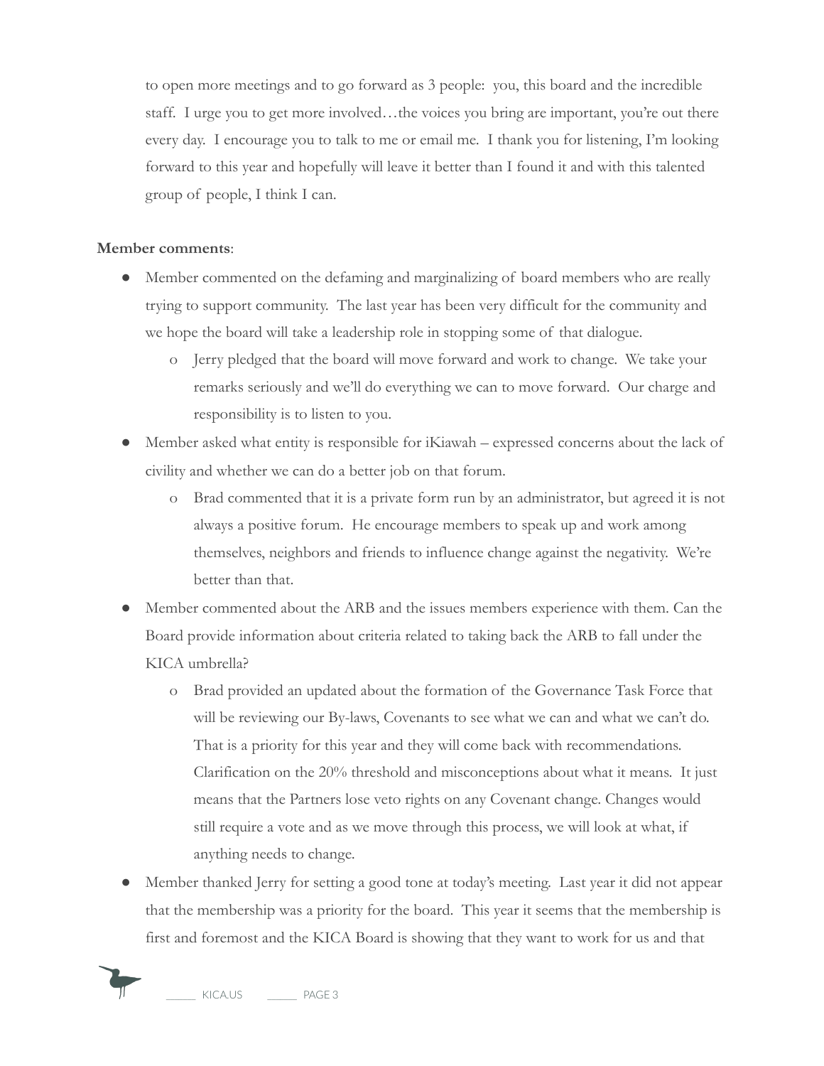to open more meetings and to go forward as 3 people: you, this board and the incredible staff. I urge you to get more involved…the voices you bring are important, you're out there every day. I encourage you to talk to me or email me. I thank you for listening, I'm looking forward to this year and hopefully will leave it better than I found it and with this talented group of people, I think I can.

**Member comments**:

- Member commented on the defaming and marginalizing of board members who are really trying to support community. The last year has been very difficult for the community and we hope the board will take a leadership role in stopping some of that dialogue.
  - Jerry pledged that the board will move forward and work to change. We take your remarks seriously and we'll do everything we can to move forward. Our charge and responsibility is to listen to you.
- Member asked what entity is responsible for iKiawah – expressed concerns about the lack of civility and whether we can do a better job on that forum.
  - Brad commented that it is a private form run by an administrator, but agreed it is not always a positive forum. He encourage members to speak up and work among themselves, neighbors and friends to influence change against the negativity. We're better than that.
- Member commented about the ARB and the issues members experience with them. Can the Board provide information about criteria related to taking back the ARB to fall under the KICA umbrella?
  - Brad provided an updated about the formation of the Governance Task Force that will be reviewing our By-laws, Covenants to see what we can and what we can't do. That is a priority for this year and they will come back with recommendations. Clarification on the 20% threshold and misconceptions about what it means. It just means that the Partners lose veto rights on any Covenant change. Changes would still require a vote and as we move through this process, we will look at what, if anything needs to change.
- Member thanked Jerry for setting a good tone at today's meeting. Last year it did not appear that the membership was a priority for the board. This year it seems that the membership is first and foremost and the KICA Board is showing that they want to work for us and that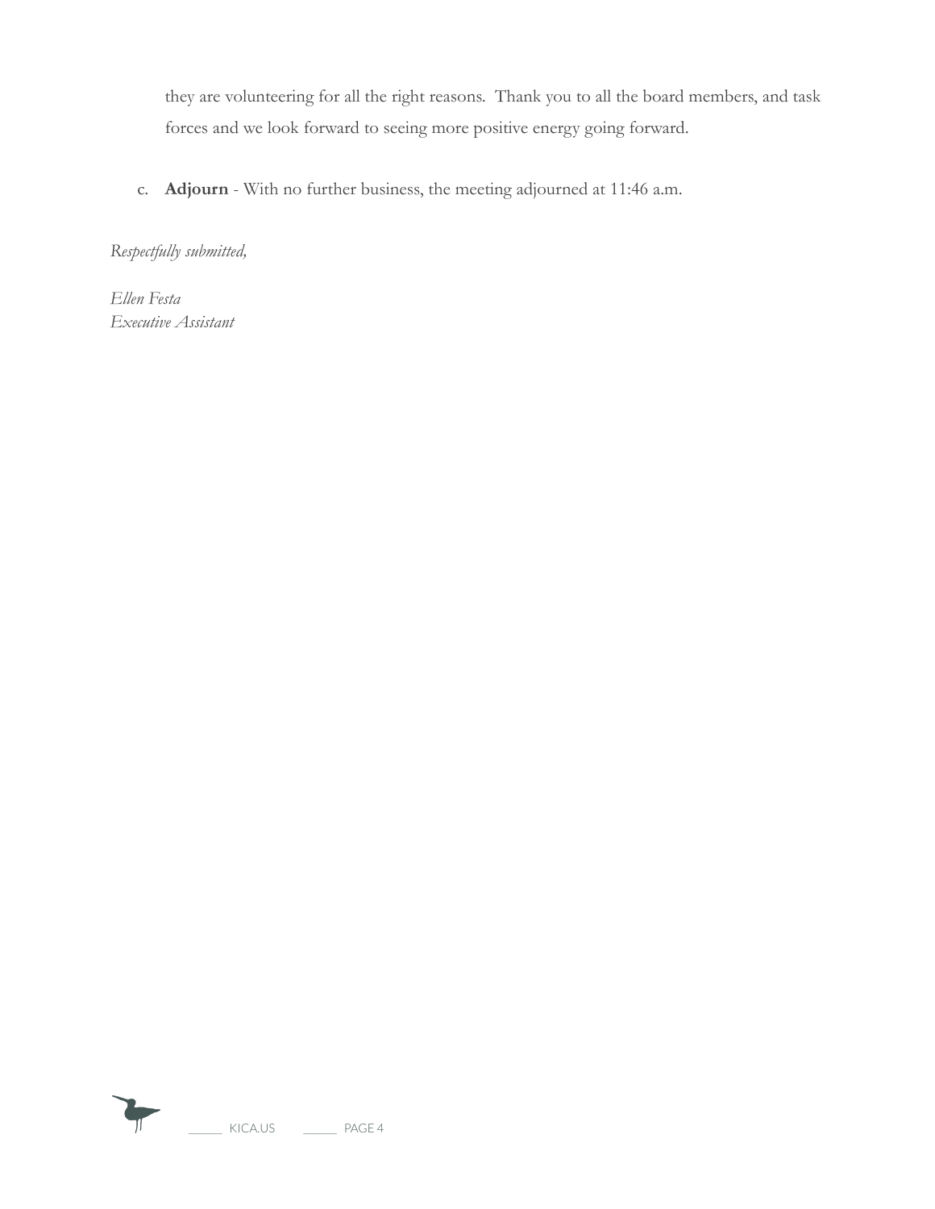they are volunteering for all the right reasons. Thank you to all the board members, and task forces and we look forward to seeing more positive energy going forward.

c. **Adjourn** - With no further business, the meeting adjourned at 11:46 a.m.

*Respectfully submitted,*

*Ellen Festa*
*Executive Assistant*